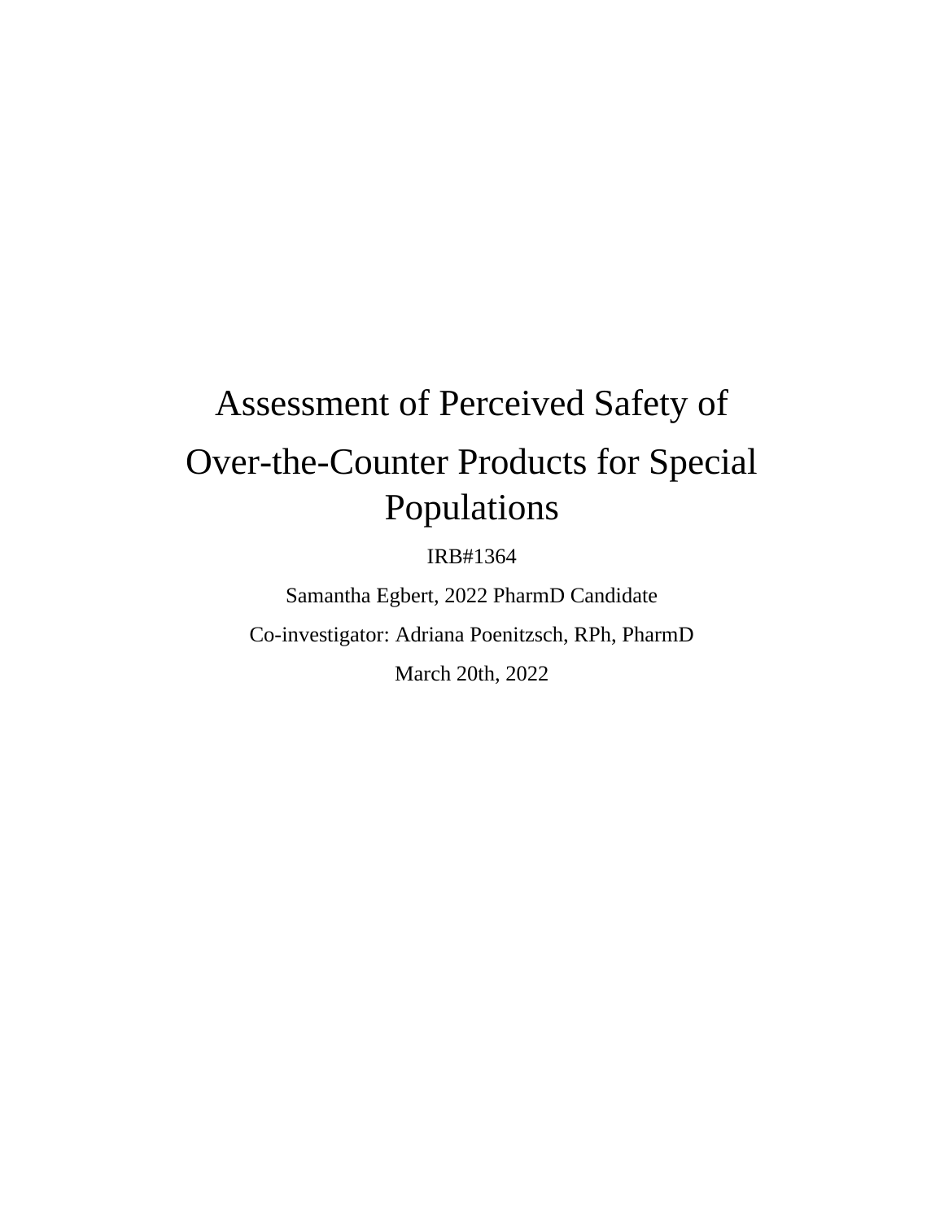# Assessment of Perceived Safety of Over-the-Counter Products for Special Populations

IRB#1364

Samantha Egbert, 2022 PharmD Candidate

Co-investigator: Adriana Poenitzsch, RPh, PharmD

March 20th, 2022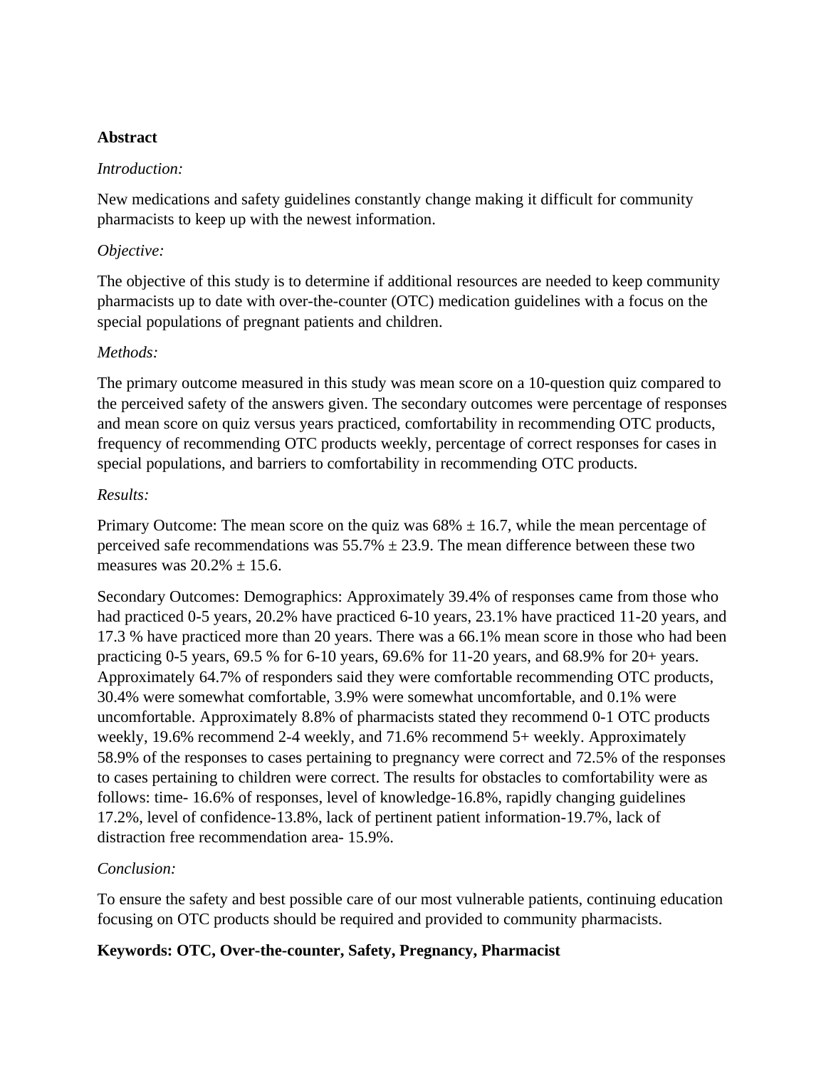## Abstract

*Introduction:*

New medications and safety guidelines constantly change making it difficult for community pharmacists to keep up with the newest information.

*Objective:*

The objective of this study is to determine if additional resources are needed to keep community pharmacists up to date with over-the-counter (OTC) medication guidelines with a focus on the special populations of pregnant patients and children.

*Methods:*

The primary outcome measured in this study was mean score on a 10-question quiz compared to the perceived safety of the answers given. The secondary outcomes were percentage of responses and mean score on quiz versus years practiced, comfortability in recommending OTC products, frequency of recommending OTC products weekly, percentage of correct responses for cases in special populations, and barriers to comfortability in recommending OTC products.

*Results:*

Primary Outcome: The mean score on the quiz was 68% ± 16.7, while the mean percentage of perceived safe recommendations was 55.7% ± 23.9. The mean difference between these two measures was 20.2% ± 15.6.

Secondary Outcomes: Demographics: Approximately 39.4% of responses came from those who had practiced 0-5 years, 20.2% have practiced 6-10 years, 23.1% have practiced 11-20 years, and 17.3 % have practiced more than 20 years. There was a 66.1% mean score in those who had been practicing 0-5 years, 69.5 % for 6-10 years, 69.6% for 11-20 years, and 68.9% for 20+ years. Approximately 64.7% of responders said they were comfortable recommending OTC products, 30.4% were somewhat comfortable, 3.9% were somewhat uncomfortable, and 0.1% were uncomfortable. Approximately 8.8% of pharmacists stated they recommend 0-1 OTC products weekly, 19.6% recommend 2-4 weekly, and 71.6% recommend 5+ weekly. Approximately 58.9% of the responses to cases pertaining to pregnancy were correct and 72.5% of the responses to cases pertaining to children were correct. The results for obstacles to comfortability were as follows: time- 16.6% of responses, level of knowledge-16.8%, rapidly changing guidelines 17.2%, level of confidence-13.8%, lack of pertinent patient information-19.7%, lack of distraction free recommendation area- 15.9%.

*Conclusion:*

To ensure the safety and best possible care of our most vulnerable patients, continuing education focusing on OTC products should be required and provided to community pharmacists.

**Keywords: OTC, Over-the-counter, Safety, Pregnancy, Pharmacist**